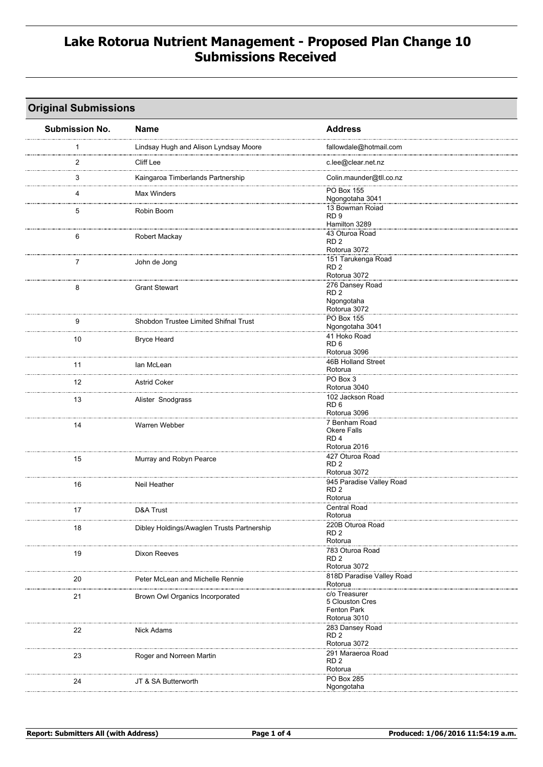# Lake Rotorua Nutrient Management - Proposed Plan Change 10 Submissions Received

## Original Submissions

| Submission No. | Name | Address |
|---|---|---|
| 1 | Lindsay Hugh and Alison Lyndsay Moore | fallowdale@hotmail.com |
| 2 | Cliff Lee | c.lee@clear.net.nz |
| 3 | Kaingaroa Timberlands Partnership | Colin.maunder@tll.co.nz |
| 4 | Max Winders | PO Box 155<br>Ngongotaha 3041 |
| 5 | Robin Boom | 13 Bowman Roiad<br>RD 9<br>Hamilton 3289 |
| 6 | Robert Mackay | 43 Oturoa Road<br>RD 2<br>Rotorua 3072 |
| 7 | John de Jong | 151 Tarukenga Road<br>RD 2<br>Rotorua 3072 |
| 8 | Grant Stewart | 276 Dansey Road<br>RD 2<br>Ngongotaha<br>Rotorua 3072 |
| 9 | Shobdon Trustee Limited Shifnal Trust | PO Box 155<br>Ngongotaha 3041 |
| 10 | Bryce Heard | 41 Hoko Road<br>RD 6<br>Rotorua 3096 |
| 11 | Ian McLean | 46B Holland Street<br>Rotorua |
| 12 | Astrid Coker | PO Box 3<br>Rotorua 3040 |
| 13 | Alister Snodgrass | 102 Jackson Road<br>RD 6<br>Rotorua 3096 |
| 14 | Warren Webber | 7 Benham Road<br>Okere Falls<br>RD 4<br>Rotorua 2016 |
| 15 | Murray and Robyn Pearce | 427 Oturoa Road<br>RD 2<br>Rotorua 3072 |
| 16 | Neil Heather | 945 Paradise Valley Road<br>RD 2<br>Rotorua |
| 17 | D&A Trust | Central Road<br>Rotorua |
| 18 | Dibley Holdings/Awaglen Trusts Partnership | 220B Oturoa Road<br>RD 2<br>Rotorua |
| 19 | Dixon Reeves | 783 Oturoa Road<br>RD 2<br>Rotorua 3072 |
| 20 | Peter McLean and Michelle Rennie | 818D Paradise Valley Road<br>Rotorua |
| 21 | Brown Owl Organics Incorporated | c/o Treasurer<br>5 Clouston Cres<br>Fenton Park<br>Rotorua 3010 |
| 22 | Nick Adams | 283 Dansey Road<br>RD 2<br>Rotorua 3072 |
| 23 | Roger and Norreen Martin | 291 Maraeroa Road<br>RD 2<br>Rotorua |
| 24 | JT & SA Butterworth | PO Box 285<br>Ngongotaha |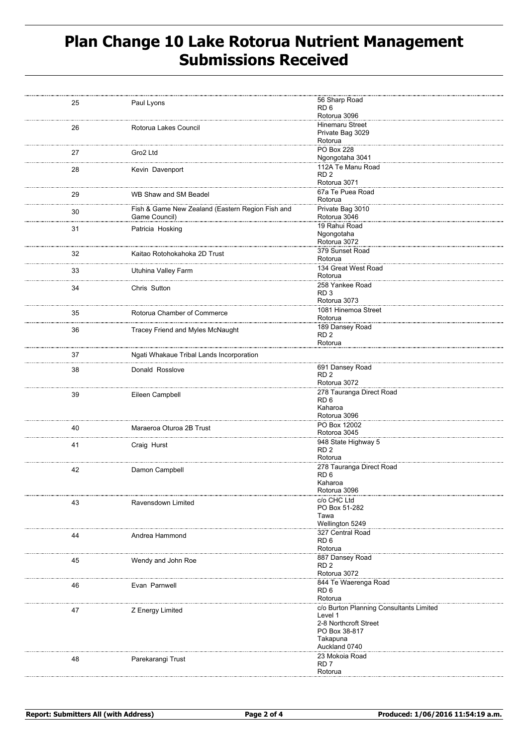# Plan Change 10 Lake Rotorua Nutrient Management Submissions Received

| | | |
|---|---|---|
| 25 | Paul Lyons | 56 Sharp Road<br>RD 6<br>Rotorua 3096 |
| 26 | Rotorua Lakes Council | Hinemaru Street<br>Private Bag 3029<br>Rotorua |
| 27 | Gro2 Ltd | PO Box 228<br>Ngongotaha 3041 |
| 28 | Kevin Davenport | 112A Te Manu Road<br>RD 2<br>Rotorua 3071 |
| 29 | WB Shaw and SM Beadel | 67a Te Puea Road<br>Rotorua |
| 30 | Fish & Game New Zealand (Eastern Region Fish and Game Council) | Private Bag 3010<br>Rotorua 3046 |
| 31 | Patricia Hosking | 19 Rahui Road<br>Ngongotaha<br>Rotorua 3072 |
| 32 | Kaitao Rotohokahoka 2D Trust | 379 Sunset Road<br>Rotorua |
| 33 | Utuhina Valley Farm | 134 Great West Road<br>Rotorua |
| 34 | Chris Sutton | 258 Yankee Road<br>RD 3<br>Rotorua 3073 |
| 35 | Rotorua Chamber of Commerce | 1081 Hinemoa Street<br>Rotorua |
| 36 | Tracey Friend and Myles McNaught | 189 Dansey Road<br>RD 2<br>Rotorua |
| 37 | Ngati Whakaue Tribal Lands Incorporation | |
| 38 | Donald Rosslove | 691 Dansey Road<br>RD 2<br>Rotorua 3072 |
| 39 | Eileen Campbell | 278 Tauranga Direct Road<br>RD 6<br>Kaharoa<br>Rotorua 3096 |
| 40 | Maraeroa Oturoa 2B Trust | PO Box 12002<br>Rotoroa 3045 |
| 41 | Craig Hurst | 948 State Highway 5<br>RD 2<br>Rotorua |
| 42 | Damon Campbell | 278 Tauranga Direct Road<br>RD 6<br>Kaharoa<br>Rotorua 3096 |
| 43 | Ravensdown Limited | c/o CHC Ltd<br>PO Box 51-282<br>Tawa<br>Wellington 5249 |
| 44 | Andrea Hammond | 327 Central Road<br>RD 6<br>Rotorua |
| 45 | Wendy and John Roe | 887 Dansey Road<br>RD 2<br>Rotorua 3072 |
| 46 | Evan Parnwell | 844 Te Waerenga Road<br>RD 6<br>Rotorua |
| 47 | Z Energy Limited | c/o Burton Planning Consultants Limited<br>Level 1<br>2-8 Northcroft Street<br>PO Box 38-817<br>Takapuna<br>Auckland 0740 |
| 48 | Parekarangi Trust | 23 Mokoia Road<br>RD 7<br>Rotorua |

**Report: Submitters All (with Address)** **Produced: 1/06/2016 11:54:19 a.m.**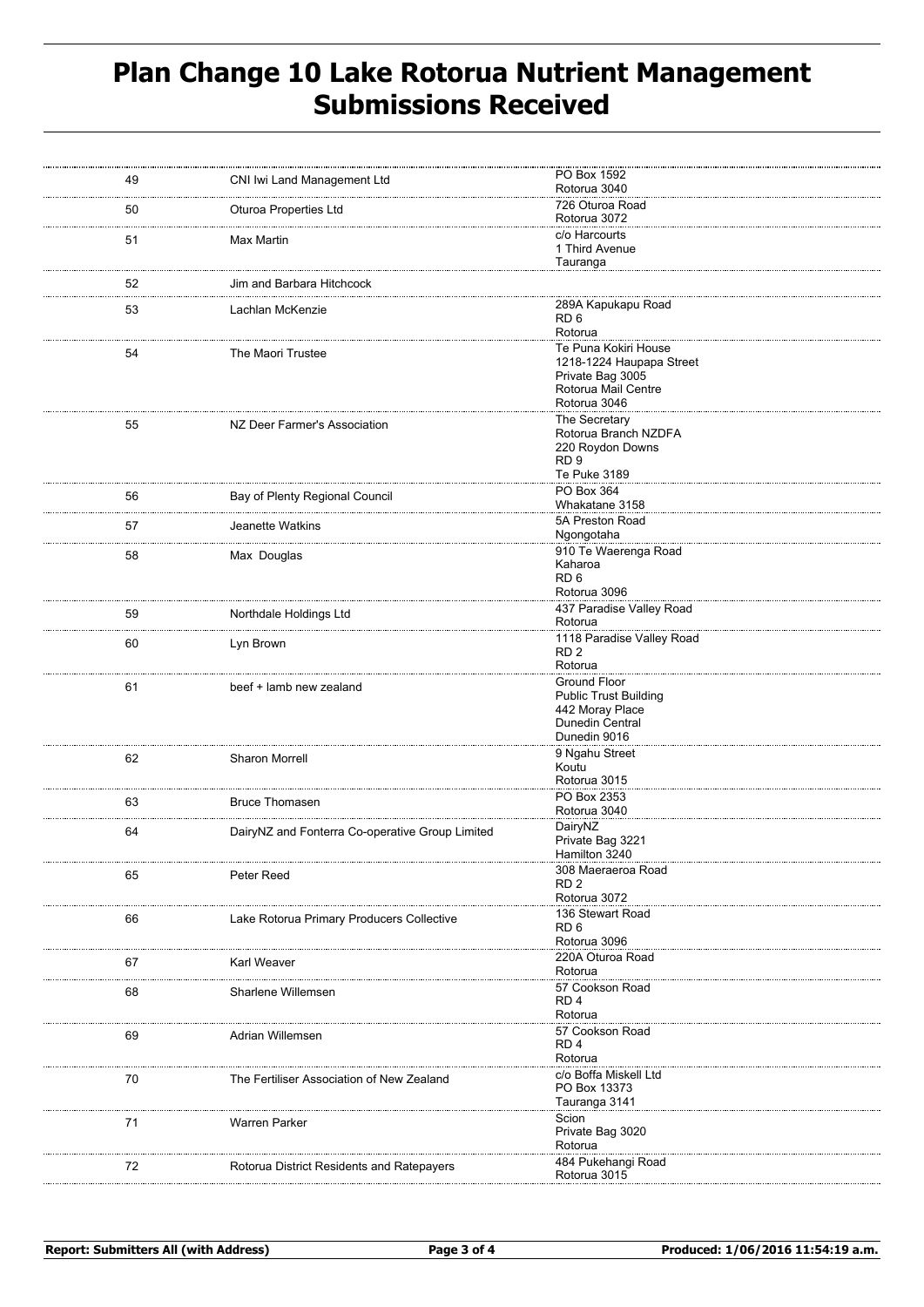# Plan Change 10 Lake Rotorua Nutrient Management Submissions Received

| | | |
|---|---|---|
| 49 | CNI Iwi Land Management Ltd | PO Box 1592<br>Rotorua 3040 |
| 50 | Oturoa Properties Ltd | 726 Oturoa Road<br>Rotorua 3072 |
| 51 | Max Martin | c/o Harcourts<br>1 Third Avenue<br>Tauranga |
| 52 | Jim and Barbara Hitchcock | |
| 53 | Lachlan McKenzie | 289A Kapukapu Road<br>RD 6<br>Rotorua |
| 54 | The Maori Trustee | Te Puna Kokiri House<br>1218-1224 Haupapa Street<br>Private Bag 3005<br>Rotorua Mail Centre<br>Rotorua 3046 |
| 55 | NZ Deer Farmer's Association | The Secretary<br>Rotorua Branch NZDFA<br>220 Roydon Downs<br>RD 9<br>Te Puke 3189 |
| 56 | Bay of Plenty Regional Council | PO Box 364<br>Whakatane 3158 |
| 57 | Jeanette Watkins | 5A Preston Road<br>Ngongotaha |
| 58 | Max Douglas | 910 Te Waerenga Road<br>Kaharoa<br>RD 6<br>Rotorua 3096 |
| 59 | Northdale Holdings Ltd | 437 Paradise Valley Road<br>Rotorua |
| 60 | Lyn Brown | 1118 Paradise Valley Road<br>RD 2<br>Rotorua |
| 61 | beef + lamb new zealand | Ground Floor<br>Public Trust Building<br>442 Moray Place<br>Dunedin Central<br>Dunedin 9016 |
| 62 | Sharon Morrell | 9 Ngahu Street<br>Koutu<br>Rotorua 3015 |
| 63 | Bruce Thomasen | PO Box 2353<br>Rotorua 3040 |
| 64 | DairyNZ and Fonterra Co-operative Group Limited | DairyNZ<br>Private Bag 3221<br>Hamilton 3240 |
| 65 | Peter Reed | 308 Maeraeroa Road<br>RD 2<br>Rotorua 3072 |
| 66 | Lake Rotorua Primary Producers Collective | 136 Stewart Road<br>RD 6<br>Rotorua 3096 |
| 67 | Karl Weaver | 220A Oturoa Road<br>Rotorua |
| 68 | Sharlene Willemsen | 57 Cookson Road<br>RD 4<br>Rotorua |
| 69 | Adrian Willemsen | 57 Cookson Road<br>RD 4<br>Rotorua |
| 70 | The Fertiliser Association of New Zealand | c/o Boffa Miskell Ltd<br>PO Box 13373<br>Tauranga 3141 |
| 71 | Warren Parker | Scion<br>Private Bag 3020<br>Rotorua |
| 72 | Rotorua District Residents and Ratepayers | 484 Pukehangi Road<br>Rotorua 3015 |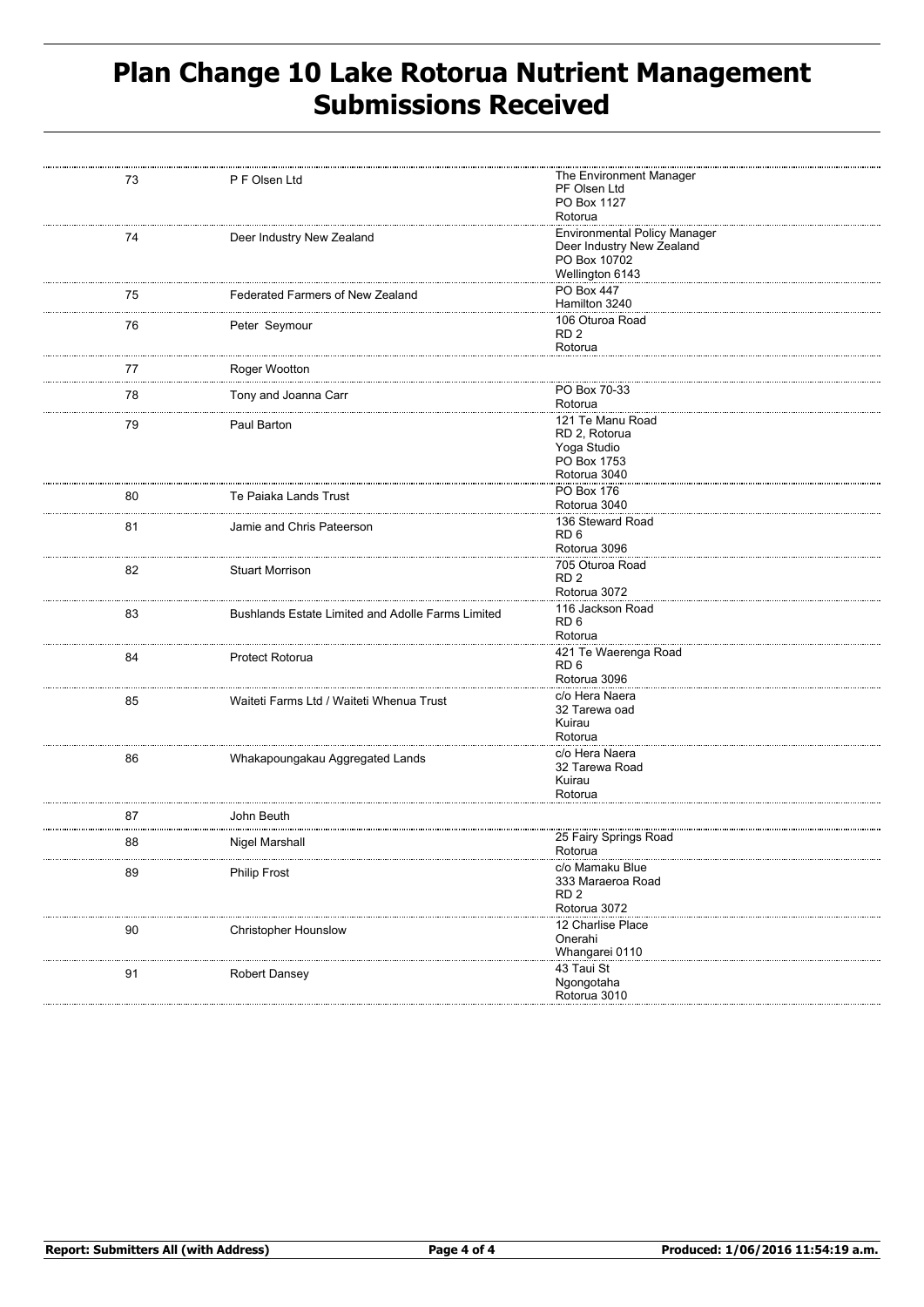# Plan Change 10 Lake Rotorua Nutrient Management Submissions Received

| | | |
|---|---|---|
| 73 | P F Olsen Ltd | The Environment Manager<br>PF Olsen Ltd<br>PO Box 1127<br>Rotorua |
| 74 | Deer Industry New Zealand | Environmental Policy Manager<br>Deer Industry New Zealand<br>PO Box 10702<br>Wellington 6143 |
| 75 | Federated Farmers of New Zealand | PO Box 447<br>Hamilton 3240 |
| 76 | Peter Seymour | 106 Oturoa Road<br>RD 2<br>Rotorua |
| 77 | Roger Wootton | |
| 78 | Tony and Joanna Carr | PO Box 70-33<br>Rotorua |
| 79 | Paul Barton | 121 Te Manu Road<br>RD 2, Rotorua<br>Yoga Studio<br>PO Box 1753<br>Rotorua 3040 |
| 80 | Te Paiaka Lands Trust | PO Box 176<br>Rotorua 3040 |
| 81 | Jamie and Chris Pateerson | 136 Steward Road<br>RD 6<br>Rotorua 3096 |
| 82 | Stuart Morrison | 705 Oturoa Road<br>RD 2<br>Rotorua 3072 |
| 83 | Bushlands Estate Limited and Adolle Farms Limited | 116 Jackson Road<br>RD 6<br>Rotorua |
| 84 | Protect Rotorua | 421 Te Waerenga Road<br>RD 6<br>Rotorua 3096 |
| 85 | Waiteti Farms Ltd / Waiteti Whenua Trust | c/o Hera Naera<br>32 Tarewa oad<br>Kuirau<br>Rotorua |
| 86 | Whakapoungakau Aggregated Lands | c/o Hera Naera<br>32 Tarewa Road<br>Kuirau<br>Rotorua |
| 87 | John Beuth | |
| 88 | Nigel Marshall | 25 Fairy Springs Road<br>Rotorua |
| 89 | Philip Frost | c/o Mamaku Blue<br>333 Maraeroa Road<br>RD 2<br>Rotorua 3072 |
| 90 | Christopher Hounslow | 12 Charlise Place<br>Onerahi<br>Whangarei 0110 |
| 91 | Robert Dansey | 43 Taui St<br>Ngongotaha<br>Rotorua 3010 |

**Report: Submitters All (with Address)** **Produced: 1/06/2016 11:54:19 a.m.**